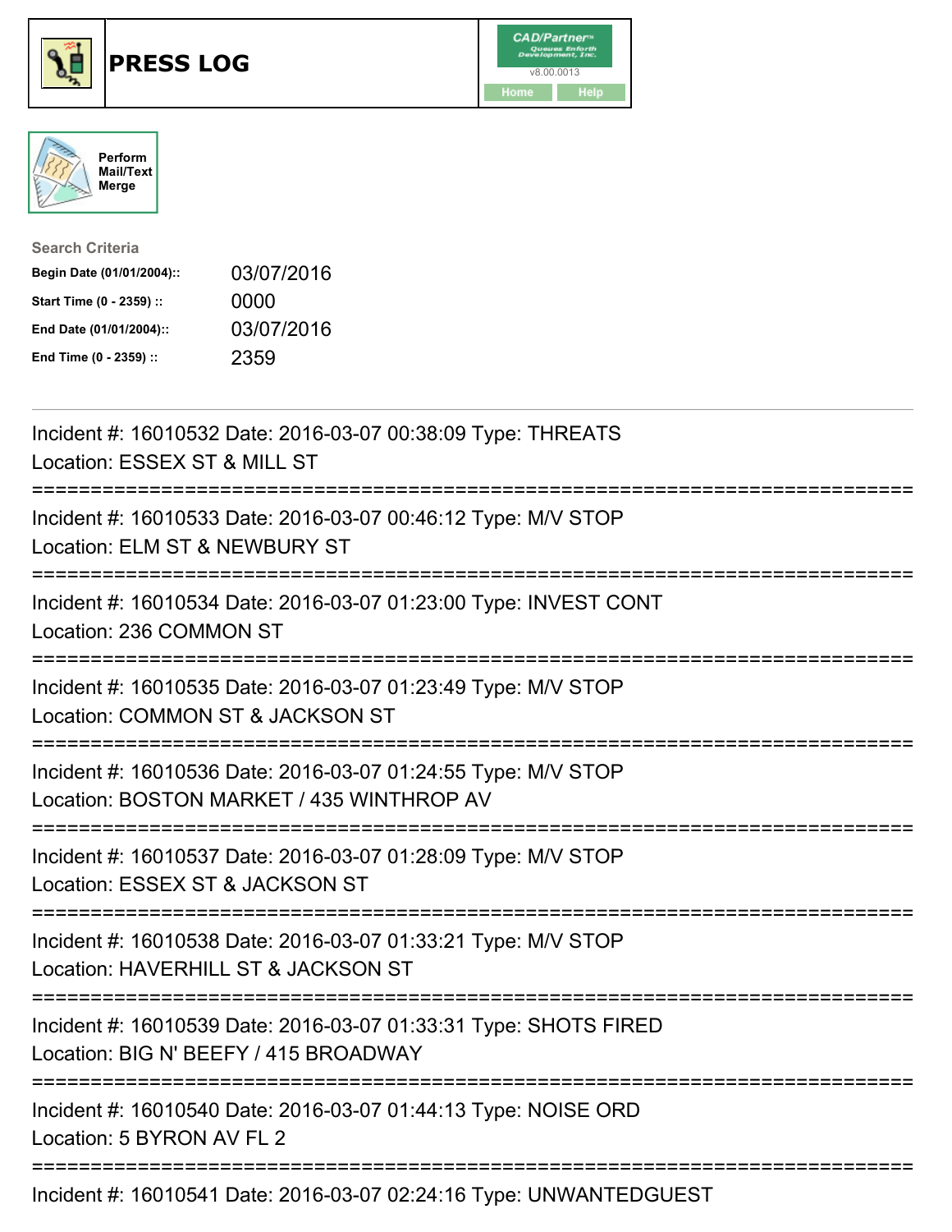# PRESS LOG

CAD/Partner
v8.00.0013
Home Help

Perform Mail/Text Merge

**Search Criteria**

| | |
|---|---|
| **Begin Date (01/01/2004)::** | 03/07/2016 |
| **Start Time (0 - 2359) ::** | 0000 |
| **End Date (01/01/2004)::** | 03/07/2016 |
| **End Time (0 - 2359) ::** | 2359 |

---

Incident #: 16010532 Date: 2016-03-07 00:38:09 Type: THREATS
Location: ESSEX ST & MILL ST

===========================================================================

Incident #: 16010533 Date: 2016-03-07 00:46:12 Type: M/V STOP
Location: ELM ST & NEWBURY ST

===========================================================================

Incident #: 16010534 Date: 2016-03-07 01:23:00 Type: INVEST CONT
Location: 236 COMMON ST

===========================================================================

Incident #: 16010535 Date: 2016-03-07 01:23:49 Type: M/V STOP
Location: COMMON ST & JACKSON ST

===========================================================================

Incident #: 16010536 Date: 2016-03-07 01:24:55 Type: M/V STOP
Location: BOSTON MARKET / 435 WINTHROP AV

===========================================================================

Incident #: 16010537 Date: 2016-03-07 01:28:09 Type: M/V STOP
Location: ESSEX ST & JACKSON ST

===========================================================================

Incident #: 16010538 Date: 2016-03-07 01:33:21 Type: M/V STOP
Location: HAVERHILL ST & JACKSON ST

===========================================================================

Incident #: 16010539 Date: 2016-03-07 01:33:31 Type: SHOTS FIRED
Location: BIG N' BEEFY / 415 BROADWAY

===========================================================================

Incident #: 16010540 Date: 2016-03-07 01:44:13 Type: NOISE ORD
Location: 5 BYRON AV FL 2

===========================================================================

Incident #: 16010541 Date: 2016-03-07 02:24:16 Type: UNWANTEDGUEST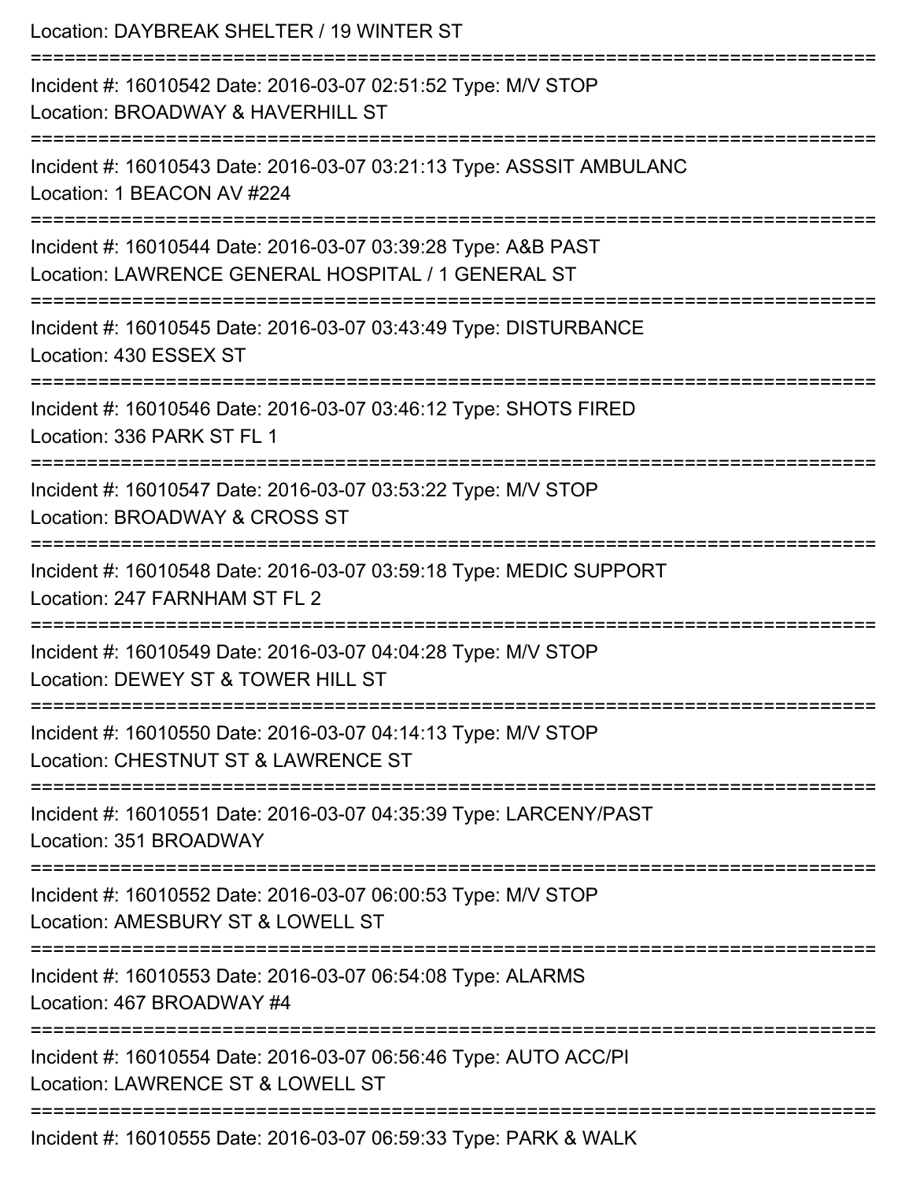Location: DAYBREAK SHELTER / 19 WINTER ST

===========================================================================

Incident #: 16010542 Date: 2016-03-07 02:51:52 Type: M/V STOP
Location: BROADWAY & HAVERHILL ST

===========================================================================

Incident #: 16010543 Date: 2016-03-07 03:21:13 Type: ASSSIT AMBULANC
Location: 1 BEACON AV #224

===========================================================================

Incident #: 16010544 Date: 2016-03-07 03:39:28 Type: A&B PAST
Location: LAWRENCE GENERAL HOSPITAL / 1 GENERAL ST

===========================================================================

Incident #: 16010545 Date: 2016-03-07 03:43:49 Type: DISTURBANCE
Location: 430 ESSEX ST

===========================================================================

Incident #: 16010546 Date: 2016-03-07 03:46:12 Type: SHOTS FIRED
Location: 336 PARK ST FL 1

===========================================================================

Incident #: 16010547 Date: 2016-03-07 03:53:22 Type: M/V STOP
Location: BROADWAY & CROSS ST

===========================================================================

Incident #: 16010548 Date: 2016-03-07 03:59:18 Type: MEDIC SUPPORT
Location: 247 FARNHAM ST FL 2

===========================================================================

Incident #: 16010549 Date: 2016-03-07 04:04:28 Type: M/V STOP
Location: DEWEY ST & TOWER HILL ST

===========================================================================

Incident #: 16010550 Date: 2016-03-07 04:14:13 Type: M/V STOP
Location: CHESTNUT ST & LAWRENCE ST

===========================================================================

Incident #: 16010551 Date: 2016-03-07 04:35:39 Type: LARCENY/PAST
Location: 351 BROADWAY

===========================================================================

Incident #: 16010552 Date: 2016-03-07 06:00:53 Type: M/V STOP
Location: AMESBURY ST & LOWELL ST

===========================================================================

Incident #: 16010553 Date: 2016-03-07 06:54:08 Type: ALARMS
Location: 467 BROADWAY #4

===========================================================================

Incident #: 16010554 Date: 2016-03-07 06:56:46 Type: AUTO ACC/PI
Location: LAWRENCE ST & LOWELL ST

===========================================================================

Incident #: 16010555 Date: 2016-03-07 06:59:33 Type: PARK & WALK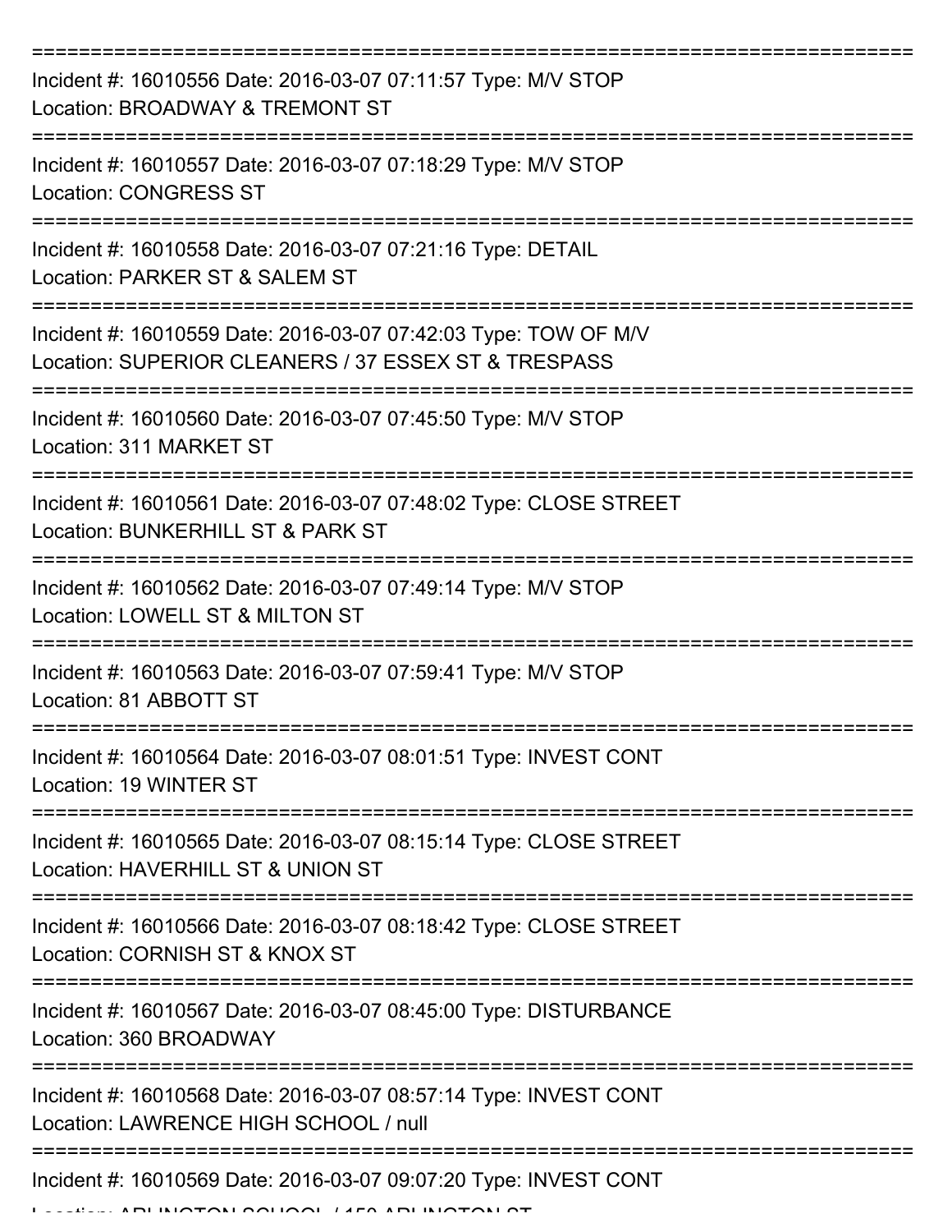===========================================================================
Incident #: 16010556 Date: 2016-03-07 07:11:57 Type: M/V STOP
Location: BROADWAY & TREMONT ST
===========================================================================
Incident #: 16010557 Date: 2016-03-07 07:18:29 Type: M/V STOP
Location: CONGRESS ST
===========================================================================
Incident #: 16010558 Date: 2016-03-07 07:21:16 Type: DETAIL
Location: PARKER ST & SALEM ST
===========================================================================
Incident #: 16010559 Date: 2016-03-07 07:42:03 Type: TOW OF M/V
Location: SUPERIOR CLEANERS / 37 ESSEX ST & TRESPASS
===========================================================================
Incident #: 16010560 Date: 2016-03-07 07:45:50 Type: M/V STOP
Location: 311 MARKET ST
===========================================================================
Incident #: 16010561 Date: 2016-03-07 07:48:02 Type: CLOSE STREET
Location: BUNKERHILL ST & PARK ST
===========================================================================
Incident #: 16010562 Date: 2016-03-07 07:49:14 Type: M/V STOP
Location: LOWELL ST & MILTON ST
===========================================================================
Incident #: 16010563 Date: 2016-03-07 07:59:41 Type: M/V STOP
Location: 81 ABBOTT ST
===========================================================================
Incident #: 16010564 Date: 2016-03-07 08:01:51 Type: INVEST CONT
Location: 19 WINTER ST
===========================================================================
Incident #: 16010565 Date: 2016-03-07 08:15:14 Type: CLOSE STREET
Location: HAVERHILL ST & UNION ST
===========================================================================
Incident #: 16010566 Date: 2016-03-07 08:18:42 Type: CLOSE STREET
Location: CORNISH ST & KNOX ST
===========================================================================
Incident #: 16010567 Date: 2016-03-07 08:45:00 Type: DISTURBANCE
Location: 360 BROADWAY
===========================================================================
Incident #: 16010568 Date: 2016-03-07 08:57:14 Type: INVEST CONT
Location: LAWRENCE HIGH SCHOOL / null
===========================================================================
Incident #: 16010569 Date: 2016-03-07 09:07:20 Type: INVEST CONT
Location: ARLINGTON SCHOOL / 150 ARLINGTON ST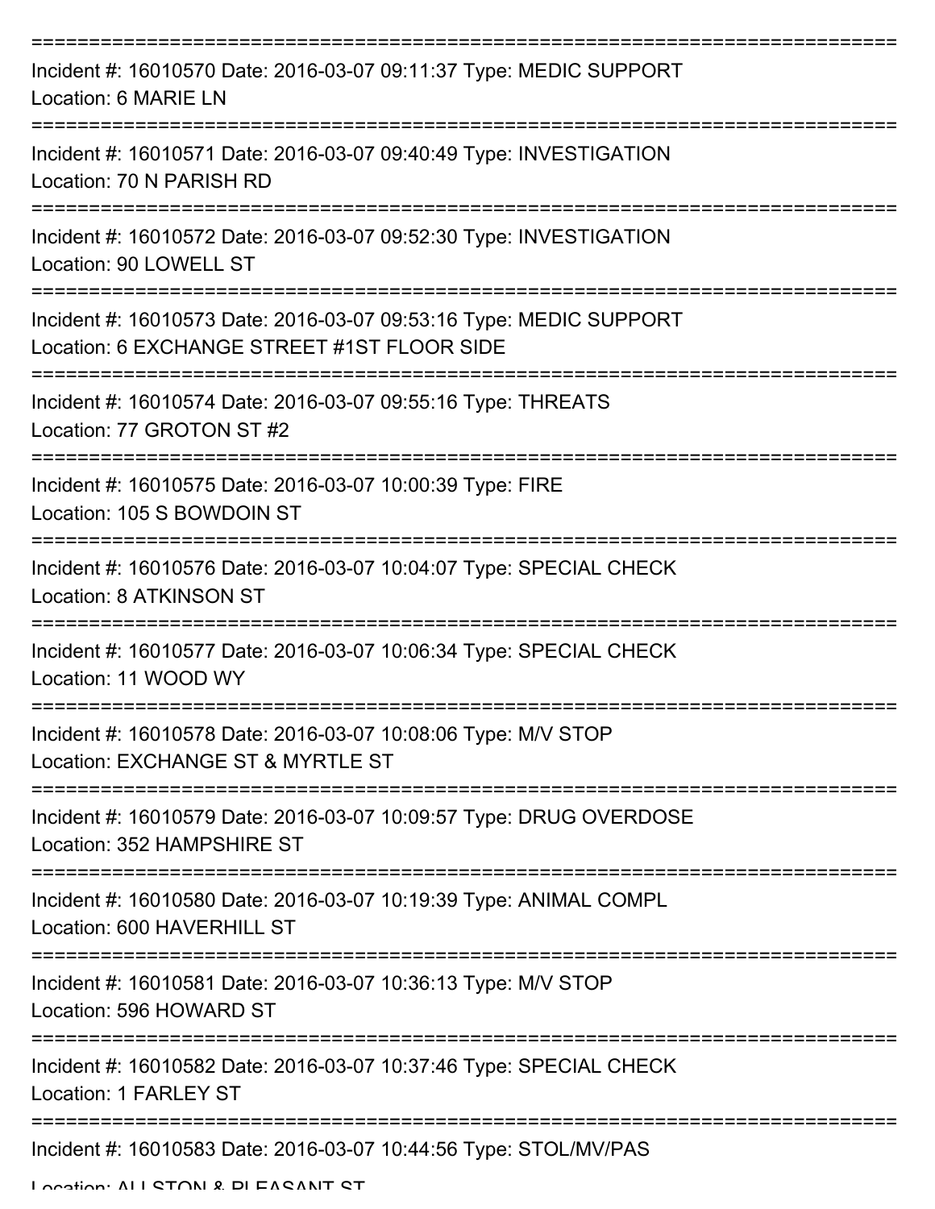===========================================================================

Incident #: 16010570 Date: 2016-03-07 09:11:37 Type: MEDIC SUPPORT
Location: 6 MARIE LN

===========================================================================

Incident #: 16010571 Date: 2016-03-07 09:40:49 Type: INVESTIGATION
Location: 70 N PARISH RD

===========================================================================

Incident #: 16010572 Date: 2016-03-07 09:52:30 Type: INVESTIGATION
Location: 90 LOWELL ST

===========================================================================

Incident #: 16010573 Date: 2016-03-07 09:53:16 Type: MEDIC SUPPORT
Location: 6 EXCHANGE STREET #1ST FLOOR SIDE

===========================================================================

Incident #: 16010574 Date: 2016-03-07 09:55:16 Type: THREATS
Location: 77 GROTON ST #2

===========================================================================

Incident #: 16010575 Date: 2016-03-07 10:00:39 Type: FIRE
Location: 105 S BOWDOIN ST

===========================================================================

Incident #: 16010576 Date: 2016-03-07 10:04:07 Type: SPECIAL CHECK
Location: 8 ATKINSON ST

===========================================================================

Incident #: 16010577 Date: 2016-03-07 10:06:34 Type: SPECIAL CHECK
Location: 11 WOOD WY

===========================================================================

Incident #: 16010578 Date: 2016-03-07 10:08:06 Type: M/V STOP
Location: EXCHANGE ST & MYRTLE ST

===========================================================================

Incident #: 16010579 Date: 2016-03-07 10:09:57 Type: DRUG OVERDOSE
Location: 352 HAMPSHIRE ST

===========================================================================

Incident #: 16010580 Date: 2016-03-07 10:19:39 Type: ANIMAL COMPL
Location: 600 HAVERHILL ST

===========================================================================

Incident #: 16010581 Date: 2016-03-07 10:36:13 Type: M/V STOP
Location: 596 HOWARD ST

===========================================================================

Incident #: 16010582 Date: 2016-03-07 10:37:46 Type: SPECIAL CHECK
Location: 1 FARLEY ST

===========================================================================

Incident #: 16010583 Date: 2016-03-07 10:44:56 Type: STOL/MV/PAS
Location: ALLSTON & PLEASANT ST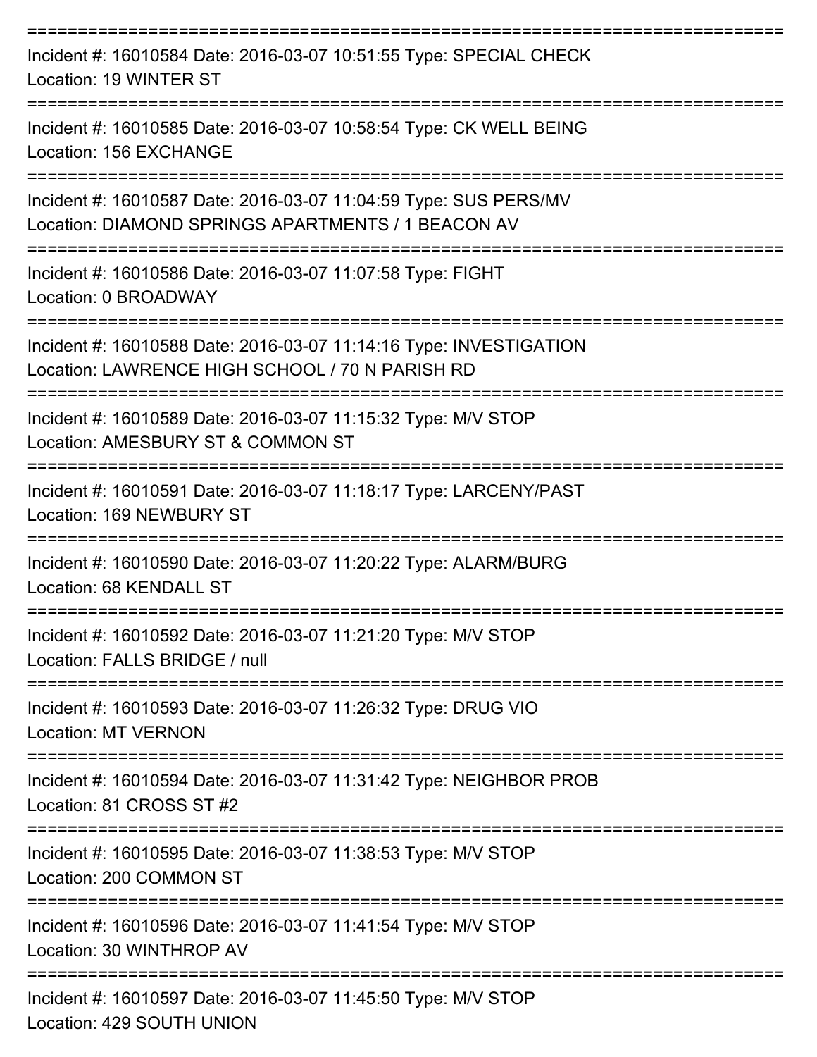===========================================================================
Incident #: 16010584 Date: 2016-03-07 10:51:55 Type: SPECIAL CHECK
Location: 19 WINTER ST
===========================================================================
Incident #: 16010585 Date: 2016-03-07 10:58:54 Type: CK WELL BEING
Location: 156 EXCHANGE
===========================================================================
Incident #: 16010587 Date: 2016-03-07 11:04:59 Type: SUS PERS/MV
Location: DIAMOND SPRINGS APARTMENTS / 1 BEACON AV
===========================================================================
Incident #: 16010586 Date: 2016-03-07 11:07:58 Type: FIGHT
Location: 0 BROADWAY
===========================================================================
Incident #: 16010588 Date: 2016-03-07 11:14:16 Type: INVESTIGATION
Location: LAWRENCE HIGH SCHOOL / 70 N PARISH RD
===========================================================================
Incident #: 16010589 Date: 2016-03-07 11:15:32 Type: M/V STOP
Location: AMESBURY ST & COMMON ST
===========================================================================
Incident #: 16010591 Date: 2016-03-07 11:18:17 Type: LARCENY/PAST
Location: 169 NEWBURY ST
===========================================================================
Incident #: 16010590 Date: 2016-03-07 11:20:22 Type: ALARM/BURG
Location: 68 KENDALL ST
===========================================================================
Incident #: 16010592 Date: 2016-03-07 11:21:20 Type: M/V STOP
Location: FALLS BRIDGE / null
===========================================================================
Incident #: 16010593 Date: 2016-03-07 11:26:32 Type: DRUG VIO
Location: MT VERNON
===========================================================================
Incident #: 16010594 Date: 2016-03-07 11:31:42 Type: NEIGHBOR PROB
Location: 81 CROSS ST #2
===========================================================================
Incident #: 16010595 Date: 2016-03-07 11:38:53 Type: M/V STOP
Location: 200 COMMON ST
===========================================================================
Incident #: 16010596 Date: 2016-03-07 11:41:54 Type: M/V STOP
Location: 30 WINTHROP AV
===========================================================================
Incident #: 16010597 Date: 2016-03-07 11:45:50 Type: M/V STOP
Location: 429 SOUTH UNION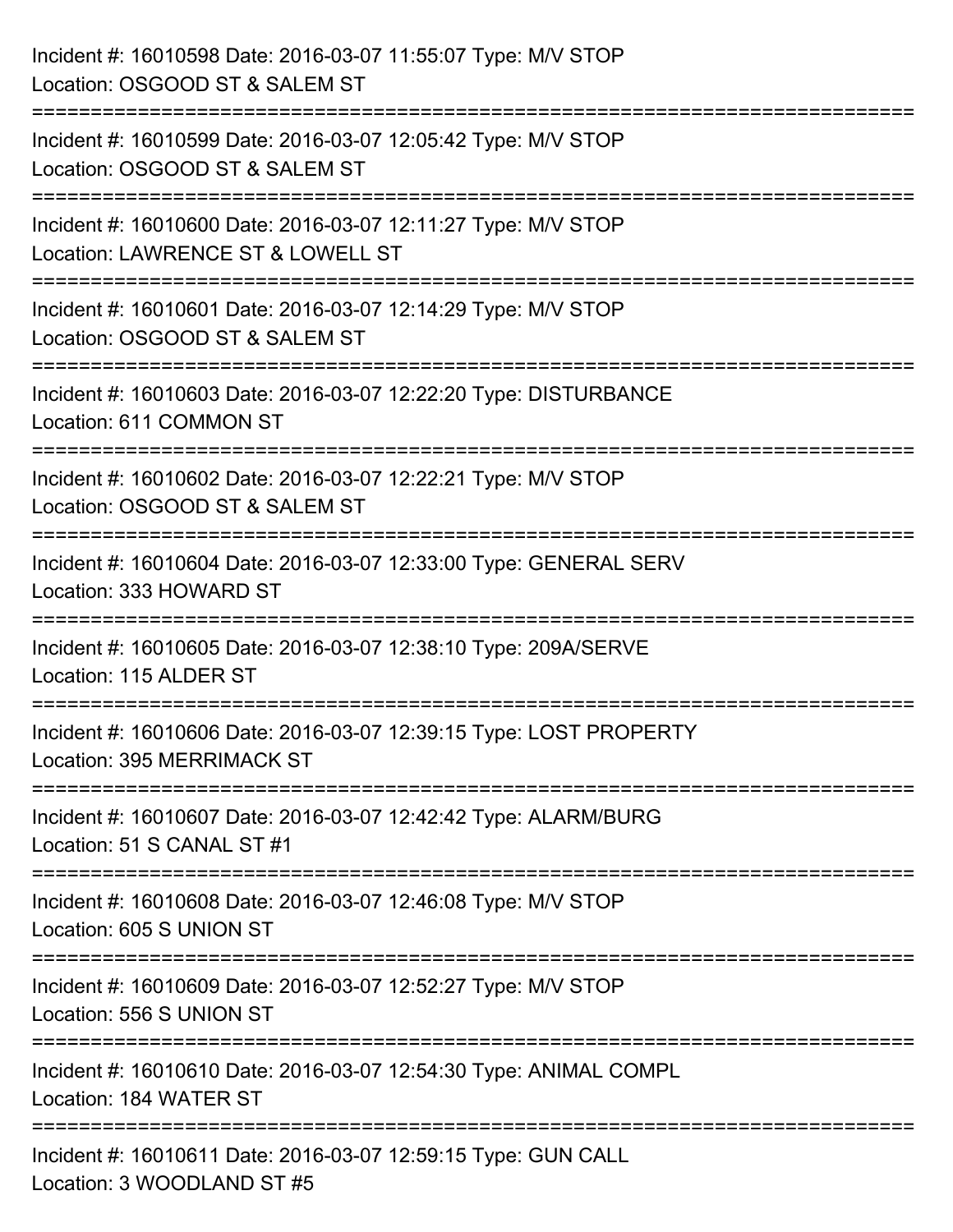Incident #: 16010598 Date: 2016-03-07 11:55:07 Type: M/V STOP
Location: OSGOOD ST & SALEM ST

===========================================================================

Incident #: 16010599 Date: 2016-03-07 12:05:42 Type: M/V STOP
Location: OSGOOD ST & SALEM ST

===========================================================================

Incident #: 16010600 Date: 2016-03-07 12:11:27 Type: M/V STOP
Location: LAWRENCE ST & LOWELL ST

===========================================================================

Incident #: 16010601 Date: 2016-03-07 12:14:29 Type: M/V STOP
Location: OSGOOD ST & SALEM ST

===========================================================================

Incident #: 16010603 Date: 2016-03-07 12:22:20 Type: DISTURBANCE
Location: 611 COMMON ST

===========================================================================

Incident #: 16010602 Date: 2016-03-07 12:22:21 Type: M/V STOP
Location: OSGOOD ST & SALEM ST

===========================================================================

Incident #: 16010604 Date: 2016-03-07 12:33:00 Type: GENERAL SERV
Location: 333 HOWARD ST

===========================================================================

Incident #: 16010605 Date: 2016-03-07 12:38:10 Type: 209A/SERVE
Location: 115 ALDER ST

===========================================================================

Incident #: 16010606 Date: 2016-03-07 12:39:15 Type: LOST PROPERTY
Location: 395 MERRIMACK ST

===========================================================================

Incident #: 16010607 Date: 2016-03-07 12:42:42 Type: ALARM/BURG
Location: 51 S CANAL ST #1

===========================================================================

Incident #: 16010608 Date: 2016-03-07 12:46:08 Type: M/V STOP
Location: 605 S UNION ST

===========================================================================

Incident #: 16010609 Date: 2016-03-07 12:52:27 Type: M/V STOP
Location: 556 S UNION ST

===========================================================================

Incident #: 16010610 Date: 2016-03-07 12:54:30 Type: ANIMAL COMPL
Location: 184 WATER ST

===========================================================================

Incident #: 16010611 Date: 2016-03-07 12:59:15 Type: GUN CALL
Location: 3 WOODLAND ST #5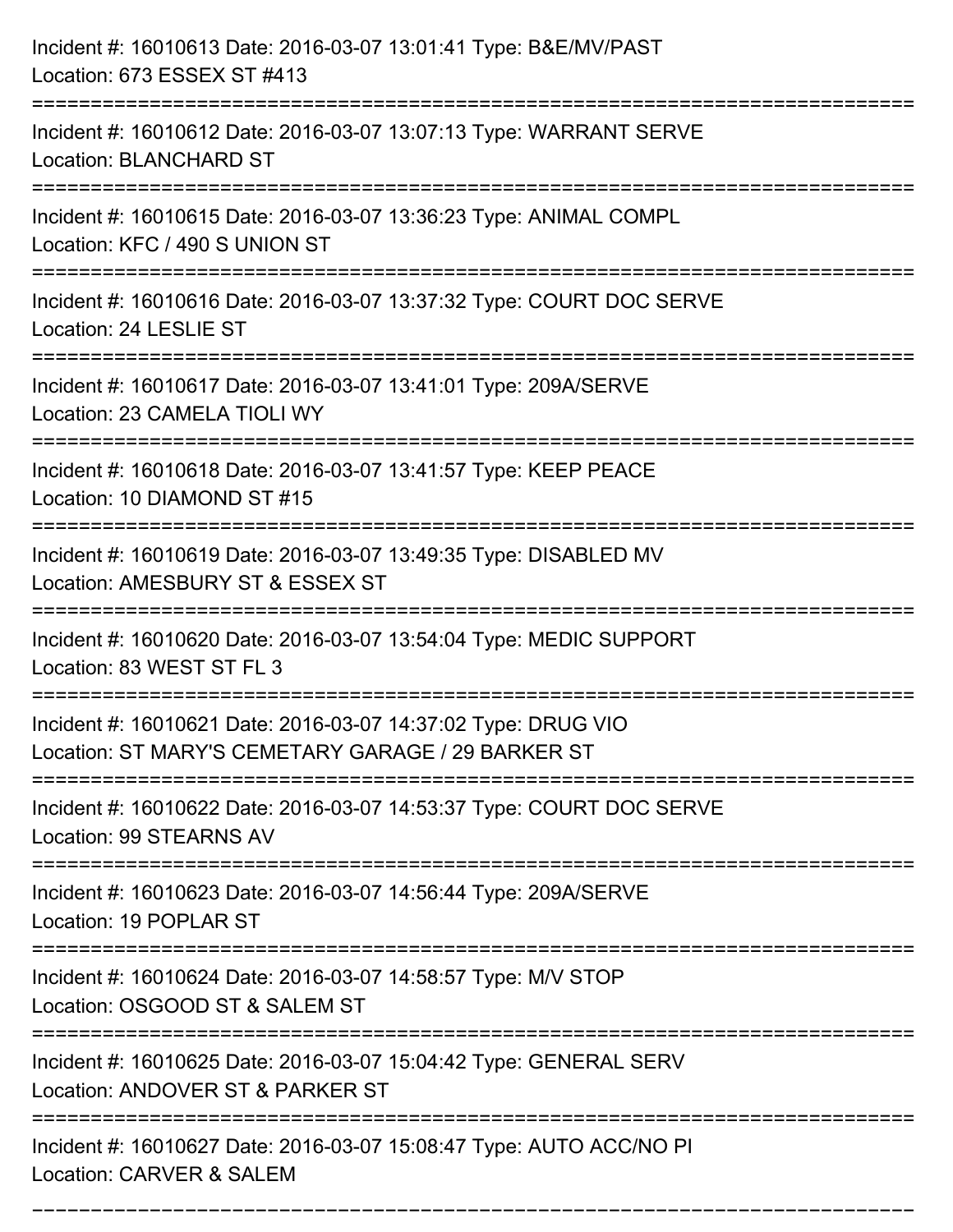Incident #: 16010613 Date: 2016-03-07 13:01:41 Type: B&E/MV/PAST
Location: 673 ESSEX ST #413

===========================================================================

Incident #: 16010612 Date: 2016-03-07 13:07:13 Type: WARRANT SERVE
Location: BLANCHARD ST

===========================================================================

Incident #: 16010615 Date: 2016-03-07 13:36:23 Type: ANIMAL COMPL
Location: KFC / 490 S UNION ST

===========================================================================

Incident #: 16010616 Date: 2016-03-07 13:37:32 Type: COURT DOC SERVE
Location: 24 LESLIE ST

===========================================================================

Incident #: 16010617 Date: 2016-03-07 13:41:01 Type: 209A/SERVE
Location: 23 CAMELA TIOLI WY

===========================================================================

Incident #: 16010618 Date: 2016-03-07 13:41:57 Type: KEEP PEACE
Location: 10 DIAMOND ST #15

===========================================================================

Incident #: 16010619 Date: 2016-03-07 13:49:35 Type: DISABLED MV
Location: AMESBURY ST & ESSEX ST

===========================================================================

Incident #: 16010620 Date: 2016-03-07 13:54:04 Type: MEDIC SUPPORT
Location: 83 WEST ST FL 3

===========================================================================

Incident #: 16010621 Date: 2016-03-07 14:37:02 Type: DRUG VIO
Location: ST MARY'S CEMETARY GARAGE / 29 BARKER ST

===========================================================================

Incident #: 16010622 Date: 2016-03-07 14:53:37 Type: COURT DOC SERVE
Location: 99 STEARNS AV

===========================================================================

Incident #: 16010623 Date: 2016-03-07 14:56:44 Type: 209A/SERVE
Location: 19 POPLAR ST

===========================================================================

Incident #: 16010624 Date: 2016-03-07 14:58:57 Type: M/V STOP
Location: OSGOOD ST & SALEM ST

===========================================================================

Incident #: 16010625 Date: 2016-03-07 15:04:42 Type: GENERAL SERV
Location: ANDOVER ST & PARKER ST

===========================================================================

Incident #: 16010627 Date: 2016-03-07 15:08:47 Type: AUTO ACC/NO PI
Location: CARVER & SALEM

===========================================================================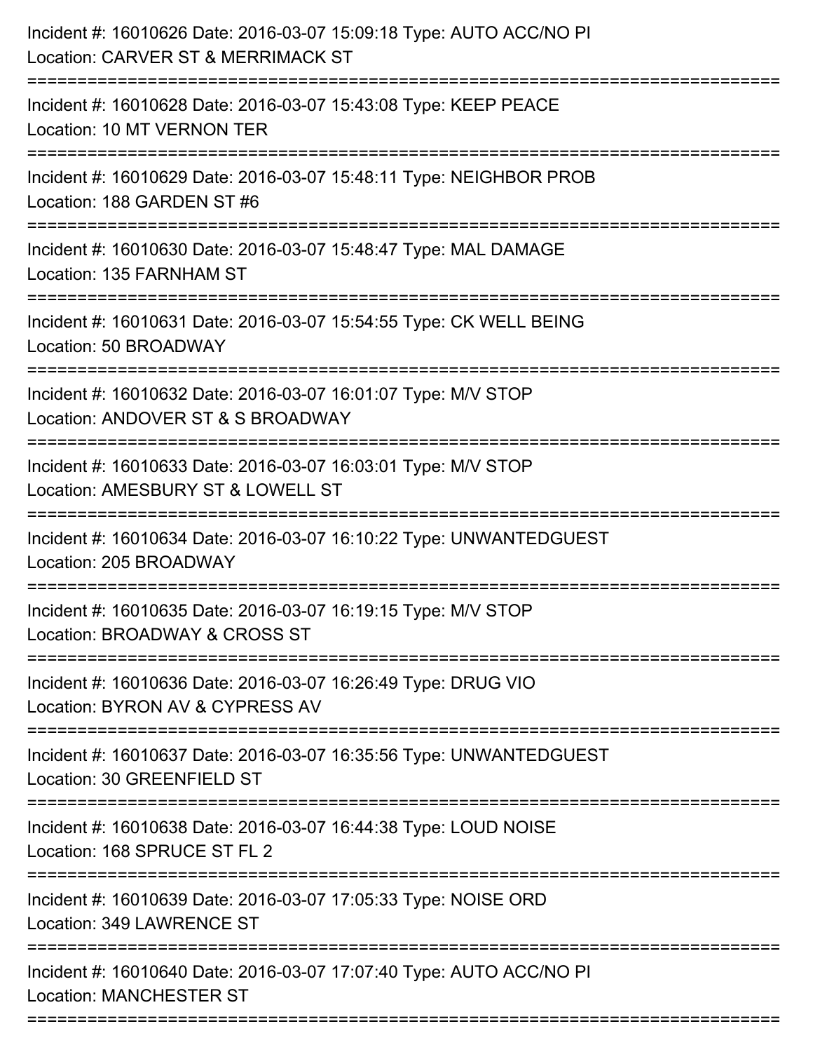Incident #: 16010626 Date: 2016-03-07 15:09:18 Type: AUTO ACC/NO PI
Location: CARVER ST & MERRIMACK ST

===========================================================================

Incident #: 16010628 Date: 2016-03-07 15:43:08 Type: KEEP PEACE
Location: 10 MT VERNON TER

===========================================================================

Incident #: 16010629 Date: 2016-03-07 15:48:11 Type: NEIGHBOR PROB
Location: 188 GARDEN ST #6

===========================================================================

Incident #: 16010630 Date: 2016-03-07 15:48:47 Type: MAL DAMAGE
Location: 135 FARNHAM ST

===========================================================================

Incident #: 16010631 Date: 2016-03-07 15:54:55 Type: CK WELL BEING
Location: 50 BROADWAY

===========================================================================

Incident #: 16010632 Date: 2016-03-07 16:01:07 Type: M/V STOP
Location: ANDOVER ST & S BROADWAY

===========================================================================

Incident #: 16010633 Date: 2016-03-07 16:03:01 Type: M/V STOP
Location: AMESBURY ST & LOWELL ST

===========================================================================

Incident #: 16010634 Date: 2016-03-07 16:10:22 Type: UNWANTEDGUEST
Location: 205 BROADWAY

===========================================================================

Incident #: 16010635 Date: 2016-03-07 16:19:15 Type: M/V STOP
Location: BROADWAY & CROSS ST

===========================================================================

Incident #: 16010636 Date: 2016-03-07 16:26:49 Type: DRUG VIO
Location: BYRON AV & CYPRESS AV

===========================================================================

Incident #: 16010637 Date: 2016-03-07 16:35:56 Type: UNWANTEDGUEST
Location: 30 GREENFIELD ST

===========================================================================

Incident #: 16010638 Date: 2016-03-07 16:44:38 Type: LOUD NOISE
Location: 168 SPRUCE ST FL 2

===========================================================================

Incident #: 16010639 Date: 2016-03-07 17:05:33 Type: NOISE ORD
Location: 349 LAWRENCE ST

===========================================================================

Incident #: 16010640 Date: 2016-03-07 17:07:40 Type: AUTO ACC/NO PI
Location: MANCHESTER ST

===========================================================================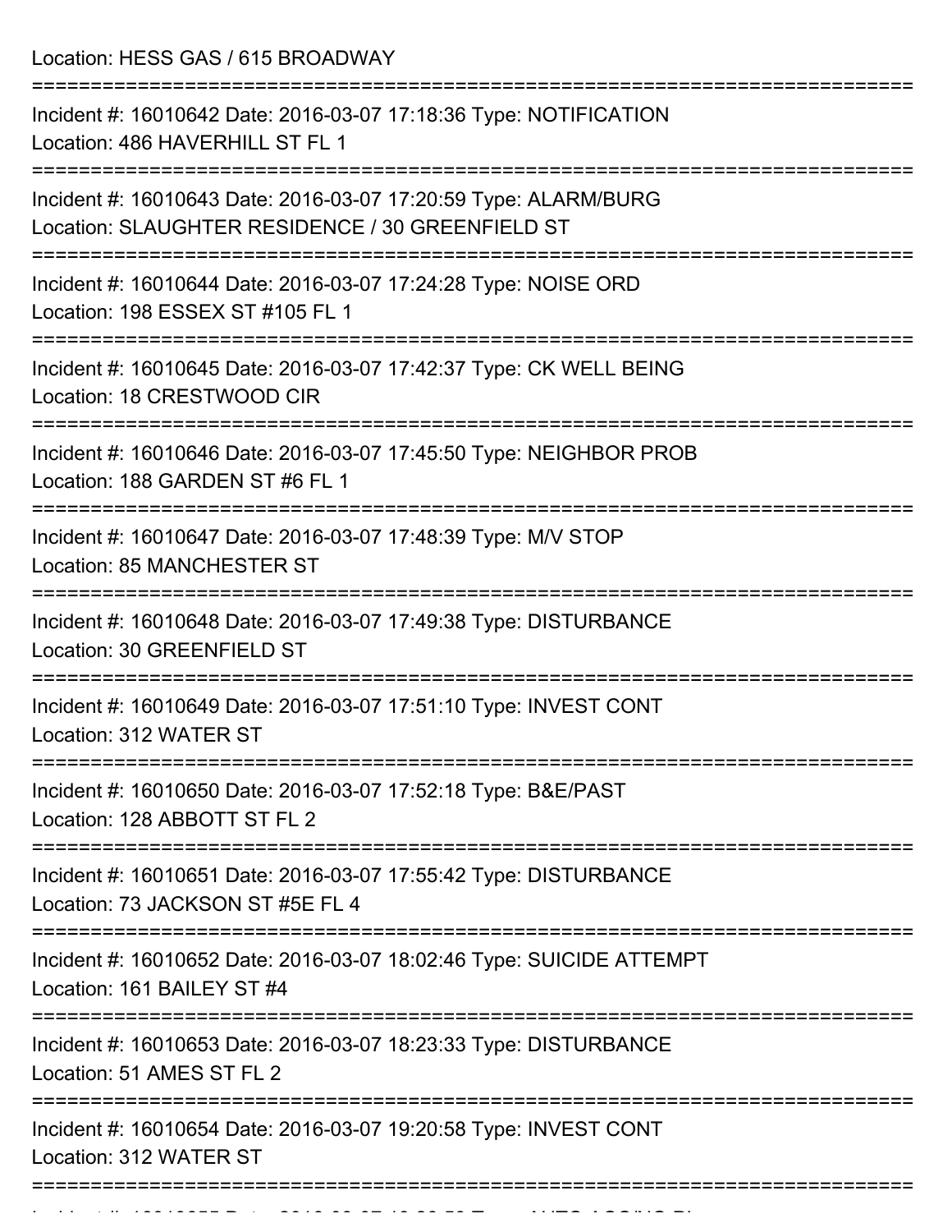Location: HESS GAS / 615 BROADWAY

===========================================================================

Incident #: 16010642 Date: 2016-03-07 17:18:36 Type: NOTIFICATION
Location: 486 HAVERHILL ST FL 1

===========================================================================

Incident #: 16010643 Date: 2016-03-07 17:20:59 Type: ALARM/BURG
Location: SLAUGHTER RESIDENCE / 30 GREENFIELD ST

===========================================================================

Incident #: 16010644 Date: 2016-03-07 17:24:28 Type: NOISE ORD
Location: 198 ESSEX ST #105 FL 1

===========================================================================

Incident #: 16010645 Date: 2016-03-07 17:42:37 Type: CK WELL BEING
Location: 18 CRESTWOOD CIR

===========================================================================

Incident #: 16010646 Date: 2016-03-07 17:45:50 Type: NEIGHBOR PROB
Location: 188 GARDEN ST #6 FL 1

===========================================================================

Incident #: 16010647 Date: 2016-03-07 17:48:39 Type: M/V STOP
Location: 85 MANCHESTER ST

===========================================================================

Incident #: 16010648 Date: 2016-03-07 17:49:38 Type: DISTURBANCE
Location: 30 GREENFIELD ST

===========================================================================

Incident #: 16010649 Date: 2016-03-07 17:51:10 Type: INVEST CONT
Location: 312 WATER ST

===========================================================================

Incident #: 16010650 Date: 2016-03-07 17:52:18 Type: B&E/PAST
Location: 128 ABBOTT ST FL 2

===========================================================================

Incident #: 16010651 Date: 2016-03-07 17:55:42 Type: DISTURBANCE
Location: 73 JACKSON ST #5E FL 4

===========================================================================

Incident #: 16010652 Date: 2016-03-07 18:02:46 Type: SUICIDE ATTEMPT
Location: 161 BAILEY ST #4

===========================================================================

Incident #: 16010653 Date: 2016-03-07 18:23:33 Type: DISTURBANCE
Location: 51 AMES ST FL 2

===========================================================================

Incident #: 16010654 Date: 2016-03-07 19:20:58 Type: INVEST CONT
Location: 312 WATER ST

===========================================================================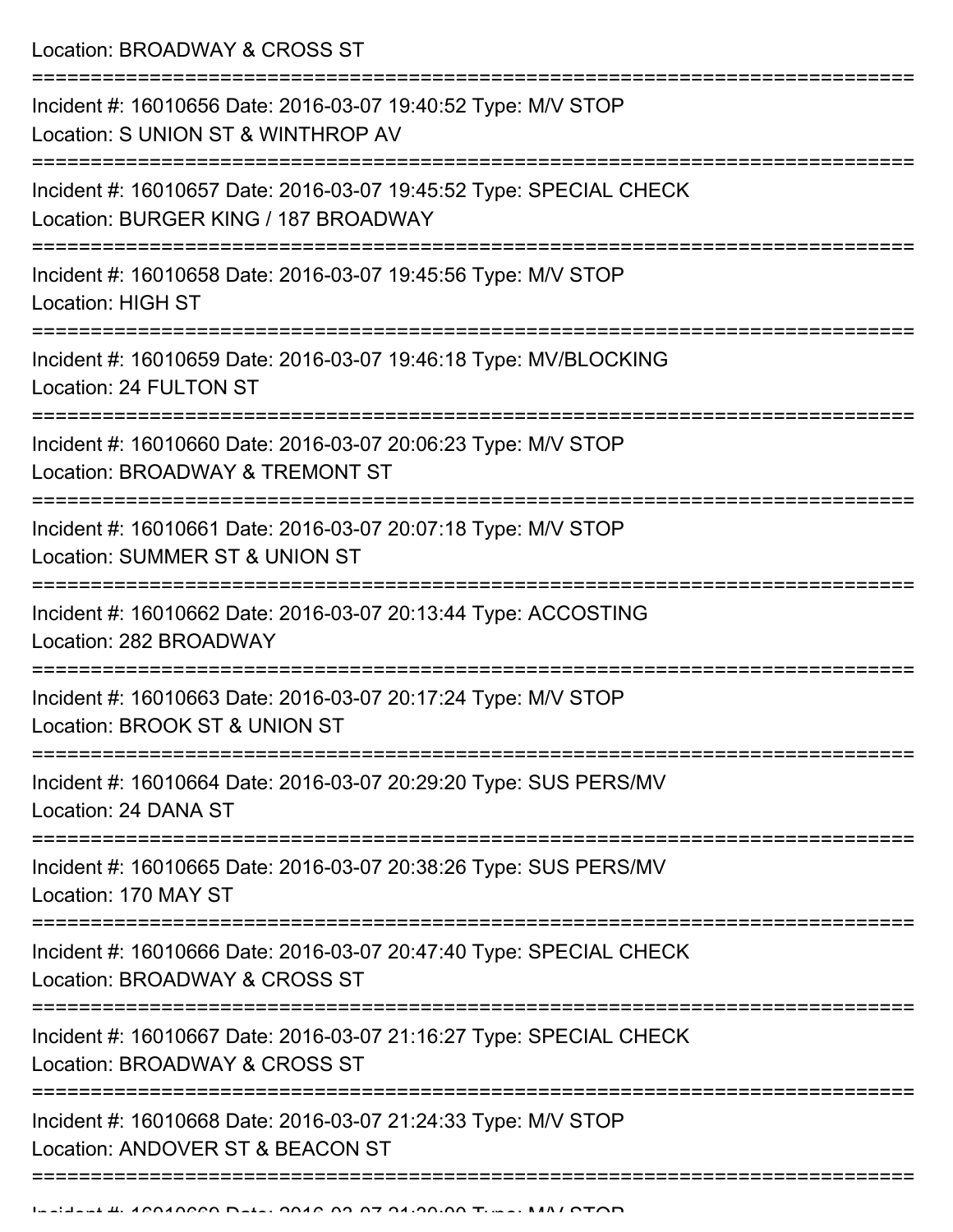Location: BROADWAY & CROSS ST

===========================================================================

Incident #: 16010656 Date: 2016-03-07 19:40:52 Type: M/V STOP
Location: S UNION ST & WINTHROP AV

===========================================================================

Incident #: 16010657 Date: 2016-03-07 19:45:52 Type: SPECIAL CHECK
Location: BURGER KING / 187 BROADWAY

===========================================================================

Incident #: 16010658 Date: 2016-03-07 19:45:56 Type: M/V STOP
Location: HIGH ST

===========================================================================

Incident #: 16010659 Date: 2016-03-07 19:46:18 Type: MV/BLOCKING
Location: 24 FULTON ST

===========================================================================

Incident #: 16010660 Date: 2016-03-07 20:06:23 Type: M/V STOP
Location: BROADWAY & TREMONT ST

===========================================================================

Incident #: 16010661 Date: 2016-03-07 20:07:18 Type: M/V STOP
Location: SUMMER ST & UNION ST

===========================================================================

Incident #: 16010662 Date: 2016-03-07 20:13:44 Type: ACCOSTING
Location: 282 BROADWAY

===========================================================================

Incident #: 16010663 Date: 2016-03-07 20:17:24 Type: M/V STOP
Location: BROOK ST & UNION ST

===========================================================================

Incident #: 16010664 Date: 2016-03-07 20:29:20 Type: SUS PERS/MV
Location: 24 DANA ST

===========================================================================

Incident #: 16010665 Date: 2016-03-07 20:38:26 Type: SUS PERS/MV
Location: 170 MAY ST

===========================================================================

Incident #: 16010666 Date: 2016-03-07 20:47:40 Type: SPECIAL CHECK
Location: BROADWAY & CROSS ST

===========================================================================

Incident #: 16010667 Date: 2016-03-07 21:16:27 Type: SPECIAL CHECK
Location: BROADWAY & CROSS ST

===========================================================================

Incident #: 16010668 Date: 2016-03-07 21:24:33 Type: M/V STOP
Location: ANDOVER ST & BEACON ST

===========================================================================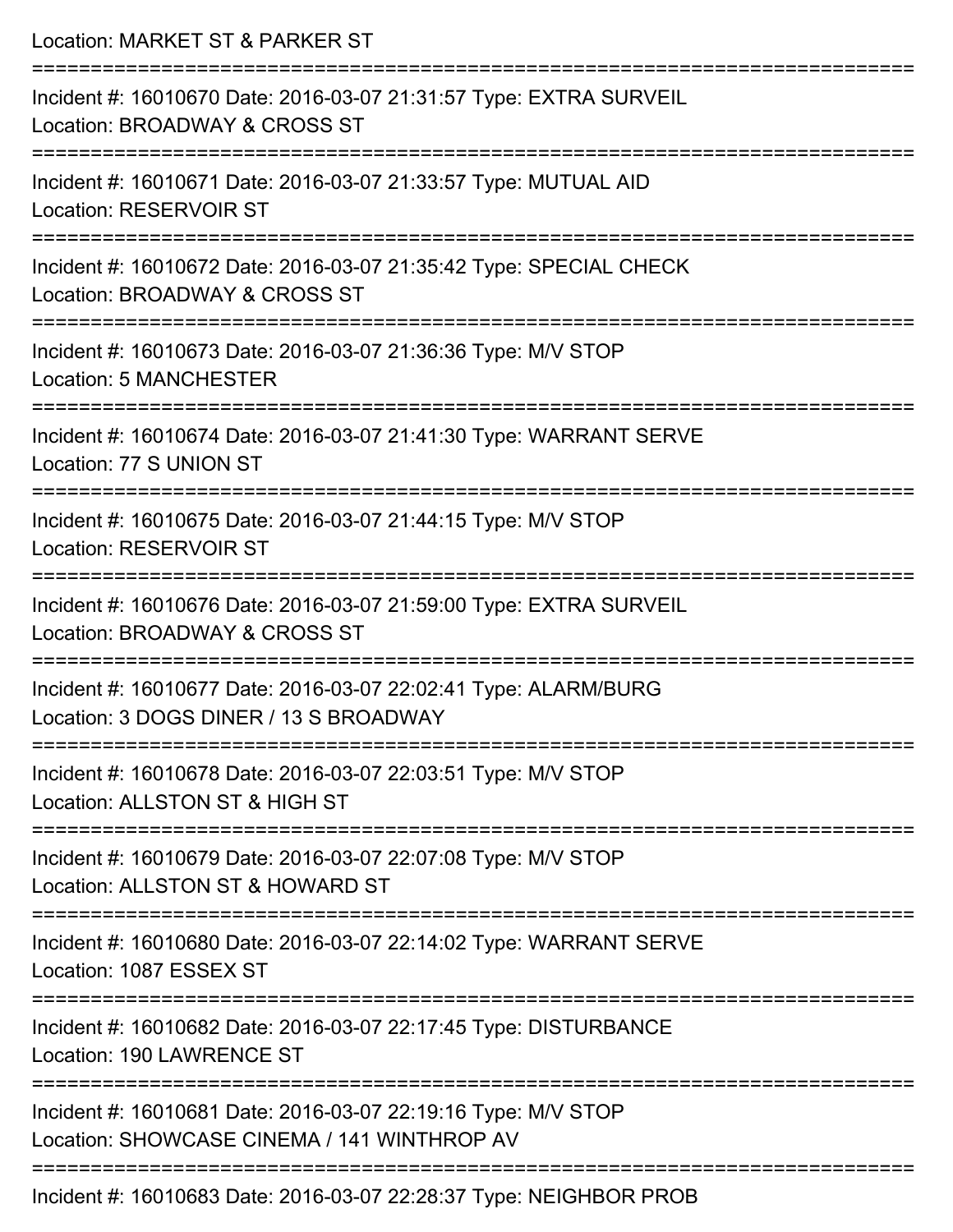Location: MARKET ST & PARKER ST

===========================================================================

Incident #: 16010670 Date: 2016-03-07 21:31:57 Type: EXTRA SURVEIL
Location: BROADWAY & CROSS ST

===========================================================================

Incident #: 16010671 Date: 2016-03-07 21:33:57 Type: MUTUAL AID
Location: RESERVOIR ST

===========================================================================

Incident #: 16010672 Date: 2016-03-07 21:35:42 Type: SPECIAL CHECK
Location: BROADWAY & CROSS ST

===========================================================================

Incident #: 16010673 Date: 2016-03-07 21:36:36 Type: M/V STOP
Location: 5 MANCHESTER

===========================================================================

Incident #: 16010674 Date: 2016-03-07 21:41:30 Type: WARRANT SERVE
Location: 77 S UNION ST

===========================================================================

Incident #: 16010675 Date: 2016-03-07 21:44:15 Type: M/V STOP
Location: RESERVOIR ST

===========================================================================

Incident #: 16010676 Date: 2016-03-07 21:59:00 Type: EXTRA SURVEIL
Location: BROADWAY & CROSS ST

===========================================================================

Incident #: 16010677 Date: 2016-03-07 22:02:41 Type: ALARM/BURG
Location: 3 DOGS DINER / 13 S BROADWAY

===========================================================================

Incident #: 16010678 Date: 2016-03-07 22:03:51 Type: M/V STOP
Location: ALLSTON ST & HIGH ST

===========================================================================

Incident #: 16010679 Date: 2016-03-07 22:07:08 Type: M/V STOP
Location: ALLSTON ST & HOWARD ST

===========================================================================

Incident #: 16010680 Date: 2016-03-07 22:14:02 Type: WARRANT SERVE
Location: 1087 ESSEX ST

===========================================================================

Incident #: 16010682 Date: 2016-03-07 22:17:45 Type: DISTURBANCE
Location: 190 LAWRENCE ST

===========================================================================

Incident #: 16010681 Date: 2016-03-07 22:19:16 Type: M/V STOP
Location: SHOWCASE CINEMA / 141 WINTHROP AV

===========================================================================

Incident #: 16010683 Date: 2016-03-07 22:28:37 Type: NEIGHBOR PROB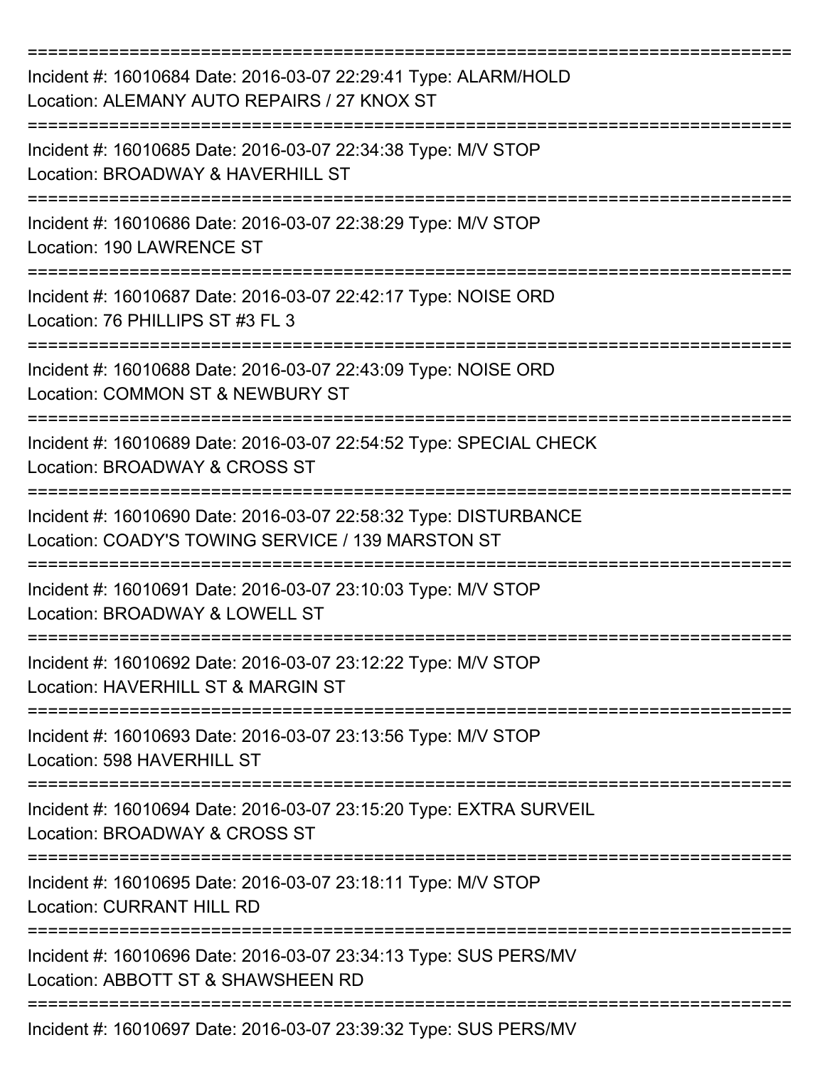===========================================================================

Incident #: 16010684 Date: 2016-03-07 22:29:41 Type: ALARM/HOLD
Location: ALEMANY AUTO REPAIRS / 27 KNOX ST

===========================================================================

Incident #: 16010685 Date: 2016-03-07 22:34:38 Type: M/V STOP
Location: BROADWAY & HAVERHILL ST

===========================================================================

Incident #: 16010686 Date: 2016-03-07 22:38:29 Type: M/V STOP
Location: 190 LAWRENCE ST

===========================================================================

Incident #: 16010687 Date: 2016-03-07 22:42:17 Type: NOISE ORD
Location: 76 PHILLIPS ST #3 FL 3

===========================================================================

Incident #: 16010688 Date: 2016-03-07 22:43:09 Type: NOISE ORD
Location: COMMON ST & NEWBURY ST

===========================================================================

Incident #: 16010689 Date: 2016-03-07 22:54:52 Type: SPECIAL CHECK
Location: BROADWAY & CROSS ST

===========================================================================

Incident #: 16010690 Date: 2016-03-07 22:58:32 Type: DISTURBANCE
Location: COADY'S TOWING SERVICE / 139 MARSTON ST

===========================================================================

Incident #: 16010691 Date: 2016-03-07 23:10:03 Type: M/V STOP
Location: BROADWAY & LOWELL ST

===========================================================================

Incident #: 16010692 Date: 2016-03-07 23:12:22 Type: M/V STOP
Location: HAVERHILL ST & MARGIN ST

===========================================================================

Incident #: 16010693 Date: 2016-03-07 23:13:56 Type: M/V STOP
Location: 598 HAVERHILL ST

===========================================================================

Incident #: 16010694 Date: 2016-03-07 23:15:20 Type: EXTRA SURVEIL
Location: BROADWAY & CROSS ST

===========================================================================

Incident #: 16010695 Date: 2016-03-07 23:18:11 Type: M/V STOP
Location: CURRANT HILL RD

===========================================================================

Incident #: 16010696 Date: 2016-03-07 23:34:13 Type: SUS PERS/MV
Location: ABBOTT ST & SHAWSHEEN RD

===========================================================================

Incident #: 16010697 Date: 2016-03-07 23:39:32 Type: SUS PERS/MV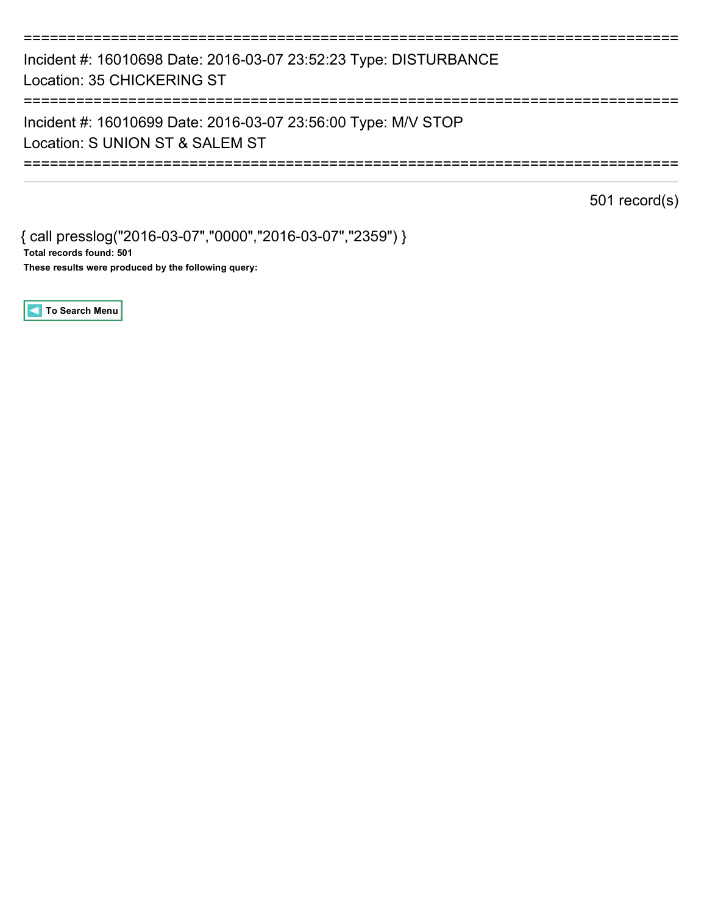===========================================================================

Incident #: 16010698 Date: 2016-03-07 23:52:23 Type: DISTURBANCE
Location: 35 CHICKERING ST

===========================================================================

Incident #: 16010699 Date: 2016-03-07 23:56:00 Type: M/V STOP
Location: S UNION ST & SALEM ST

===========================================================================

---

501 record(s)

{ call presslog("2016-03-07","0000","2016-03-07","2359") }

**Total records found: 501**

**These results were produced by the following query:**

**To Search Menu**